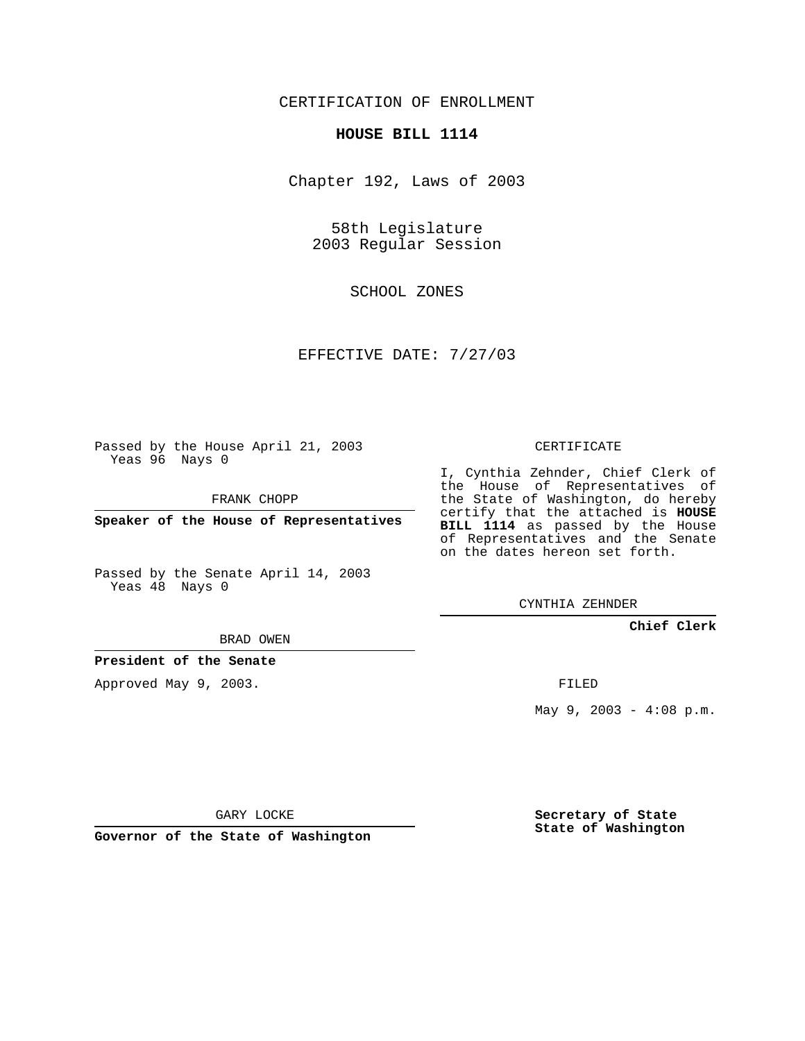CERTIFICATION OF ENROLLMENT

**HOUSE BILL 1114**

Chapter 192, Laws of 2003

58th Legislature
2003 Regular Session

SCHOOL ZONES

EFFECTIVE DATE: 7/27/03

Passed by the House April 21, 2003
Yeas 96 Nays 0

FRANK CHOPP

**Speaker of the House of Representatives**

Passed by the Senate April 14, 2003
Yeas 48 Nays 0

BRAD OWEN

**President of the Senate**

Approved May 9, 2003.

GARY LOCKE

**Governor of the State of Washington**

CERTIFICATE

I, Cynthia Zehnder, Chief Clerk of the House of Representatives of the State of Washington, do hereby certify that the attached is **HOUSE BILL 1114** as passed by the House of Representatives and the Senate on the dates hereon set forth.

CYNTHIA ZEHNDER

**Chief Clerk**

FILED

May 9, 2003 - 4:08 p.m.

**Secretary of State**
**State of Washington**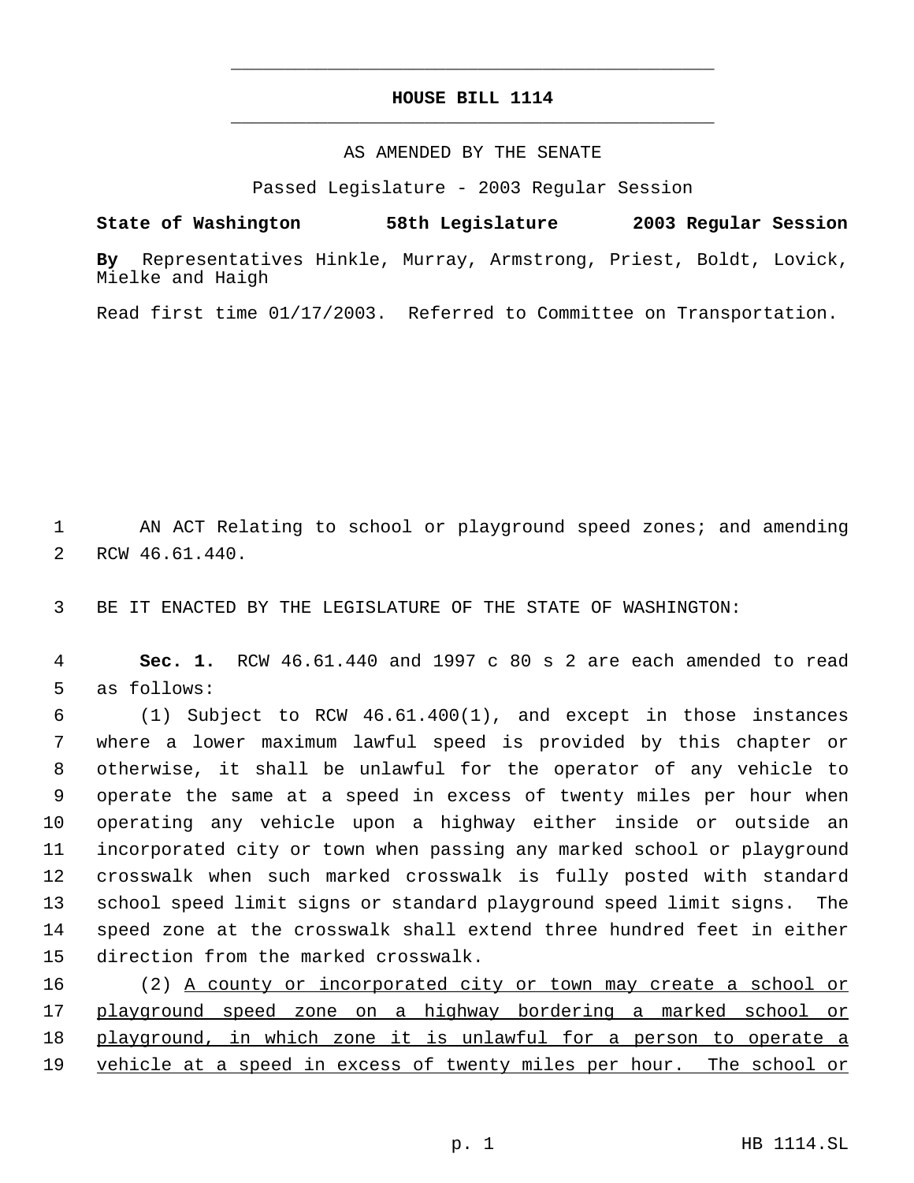# HOUSE BILL 1114

AS AMENDED BY THE SENATE

Passed Legislature - 2003 Regular Session

**State of Washington 58th Legislature 2003 Regular Session**

**By** Representatives Hinkle, Murray, Armstrong, Priest, Boldt, Lovick, Mielke and Haigh

Read first time 01/17/2003. Referred to Committee on Transportation.

AN ACT Relating to school or playground speed zones; and amending RCW 46.61.440.

BE IT ENACTED BY THE LEGISLATURE OF THE STATE OF WASHINGTON:

**Sec. 1.** RCW 46.61.440 and 1997 c 80 s 2 are each amended to read as follows:

(1) Subject to RCW 46.61.400(1), and except in those instances where a lower maximum lawful speed is provided by this chapter or otherwise, it shall be unlawful for the operator of any vehicle to operate the same at a speed in excess of twenty miles per hour when operating any vehicle upon a highway either inside or outside an incorporated city or town when passing any marked school or playground crosswalk when such marked crosswalk is fully posted with standard school speed limit signs or standard playground speed limit signs. The speed zone at the crosswalk shall extend three hundred feet in either direction from the marked crosswalk.

(2) <u>A county or incorporated city or town may create a school or playground speed zone on a highway bordering a marked school or playground, in which zone it is unlawful for a person to operate a vehicle at a speed in excess of twenty miles per hour. The school or</u>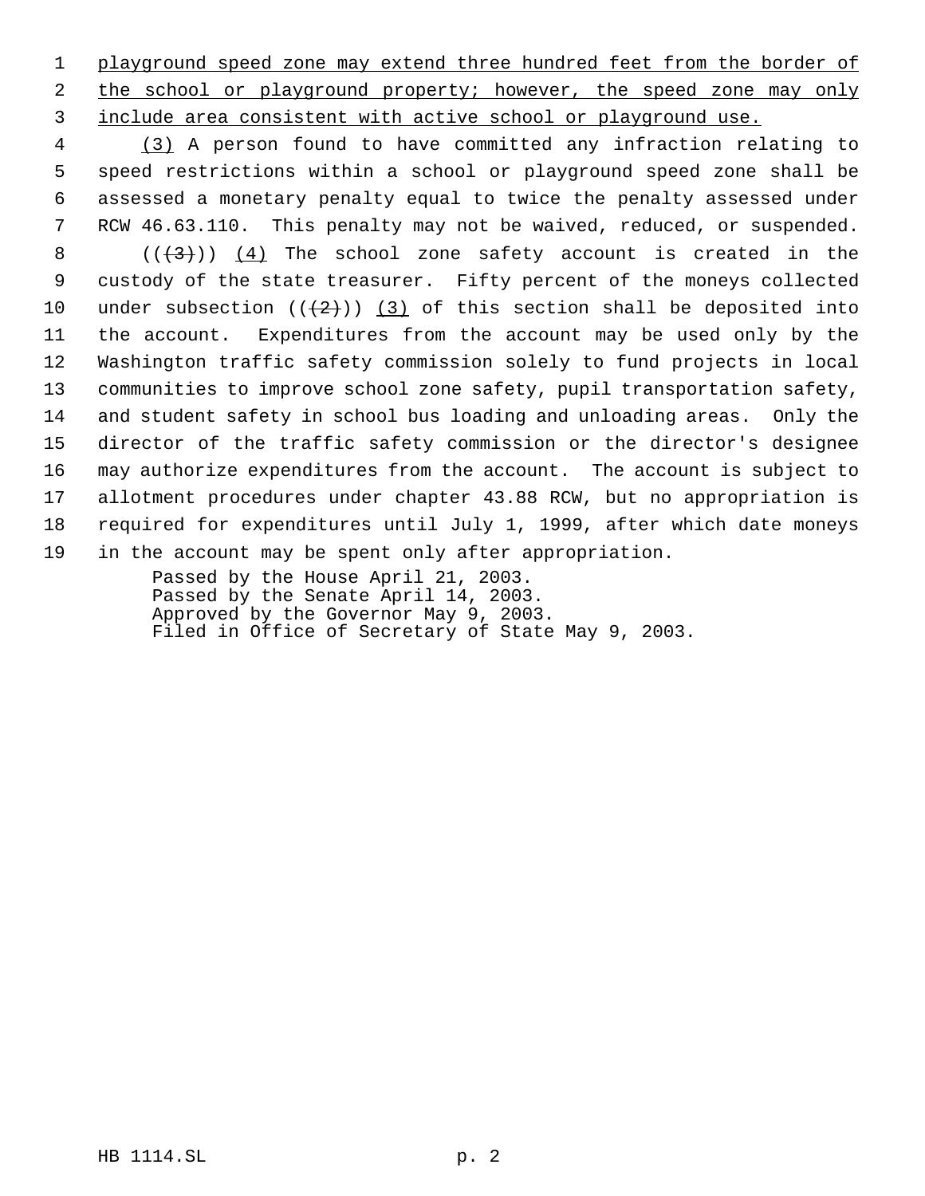playground speed zone may extend three hundred feet from the border of the school or playground property; however, the speed zone may only include area consistent with active school or playground use.

(3) A person found to have committed any infraction relating to speed restrictions within a school or playground speed zone shall be assessed a monetary penalty equal to twice the penalty assessed under RCW 46.63.110. This penalty may not be waived, reduced, or suspended.

~~((3))~~ (4) The school zone safety account is created in the custody of the state treasurer. Fifty percent of the moneys collected under subsection ~~((2))~~ (3) of this section shall be deposited into the account. Expenditures from the account may be used only by the Washington traffic safety commission solely to fund projects in local communities to improve school zone safety, pupil transportation safety, and student safety in school bus loading and unloading areas. Only the director of the traffic safety commission or the director's designee may authorize expenditures from the account. The account is subject to allotment procedures under chapter 43.88 RCW, but no appropriation is required for expenditures until July 1, 1999, after which date moneys in the account may be spent only after appropriation.

Passed by the House April 21, 2003.
Passed by the Senate April 14, 2003.
Approved by the Governor May 9, 2003.
Filed in Office of Secretary of State May 9, 2003.